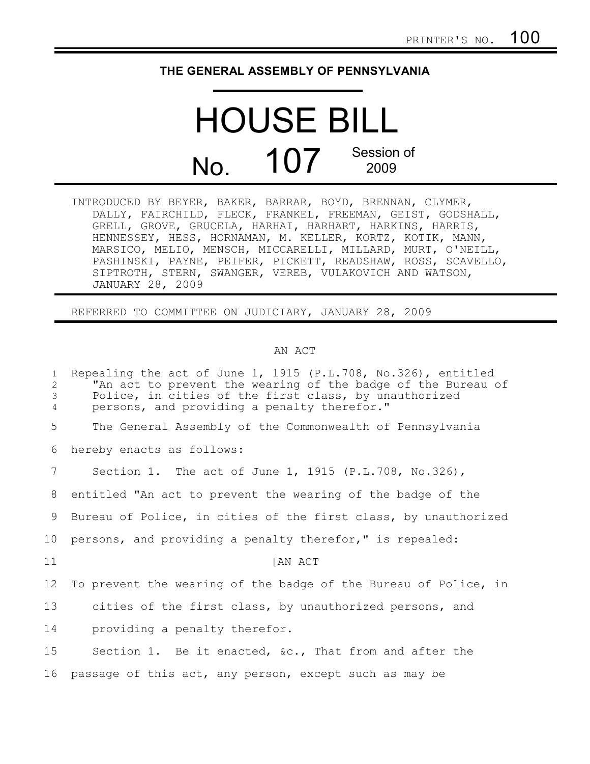PRINTER'S NO. 100

THE GENERAL ASSEMBLY OF PENNSYLVANIA

# HOUSE BILL

## No. 107 Session of 2009

INTRODUCED BY BEYER, BAKER, BARRAR, BOYD, BRENNAN, CLYMER, DALLY, FAIRCHILD, FLECK, FRANKEL, FREEMAN, GEIST, GODSHALL, GRELL, GROVE, GRUCELA, HARHAI, HARHART, HARKINS, HARRIS, HENNESSEY, HESS, HORNAMAN, M. KELLER, KORTZ, KOTIK, MANN, MARSICO, MELIO, MENSCH, MICCARELLI, MILLARD, MURT, O'NEILL, PASHINSKI, PAYNE, PEIFER, PICKETT, READSHAW, ROSS, SCAVELLO, SIPTROTH, STERN, SWANGER, VEREB, VULAKOVICH AND WATSON, JANUARY 28, 2009

REFERRED TO COMMITTEE ON JUDICIARY, JANUARY 28, 2009

AN ACT

1 Repealing the act of June 1, 1915 (P.L.708, No.326), entitled
2 "An act to prevent the wearing of the badge of the Bureau of
3 Police, in cities of the first class, by unauthorized
4 persons, and providing a penalty therefor."

5 The General Assembly of the Commonwealth of Pennsylvania
6 hereby enacts as follows:

7 Section 1. The act of June 1, 1915 (P.L.708, No.326),
8 entitled "An act to prevent the wearing of the badge of the
9 Bureau of Police, in cities of the first class, by unauthorized
10 persons, and providing a penalty therefor," is repealed:

11 [AN ACT

12 To prevent the wearing of the badge of the Bureau of Police, in
13 cities of the first class, by unauthorized persons, and
14 providing a penalty therefor.

15 Section 1. Be it enacted, &c., That from and after the
16 passage of this act, any person, except such as may be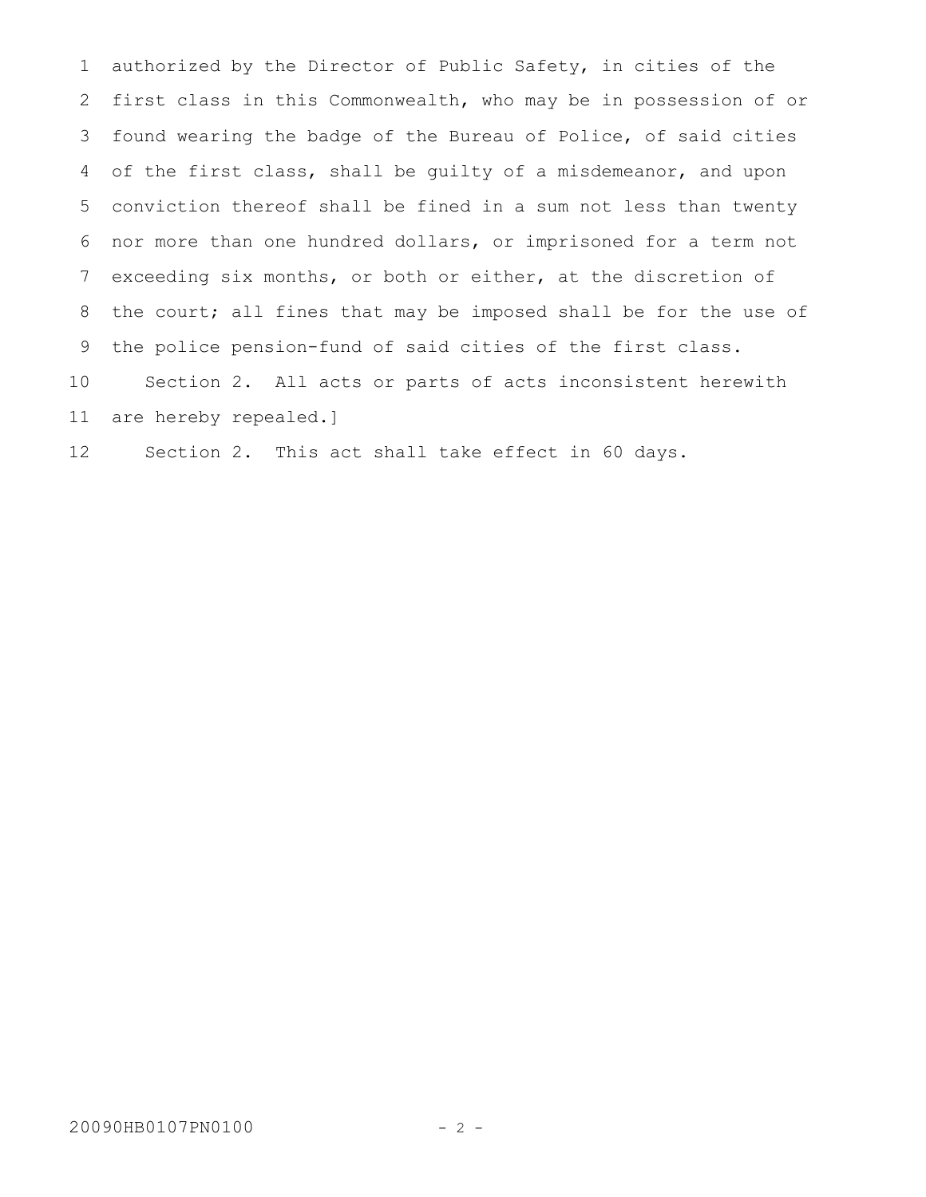authorized by the Director of Public Safety, in cities of the first class in this Commonwealth, who may be in possession of or found wearing the badge of the Bureau of Police, of said cities of the first class, shall be guilty of a misdemeanor, and upon conviction thereof shall be fined in a sum not less than twenty nor more than one hundred dollars, or imprisoned for a term not exceeding six months, or both or either, at the discretion of the court; all fines that may be imposed shall be for the use of the police pension-fund of said cities of the first class.

Section 2. All acts or parts of acts inconsistent herewith are hereby repealed.]

Section 2. This act shall take effect in 60 days.